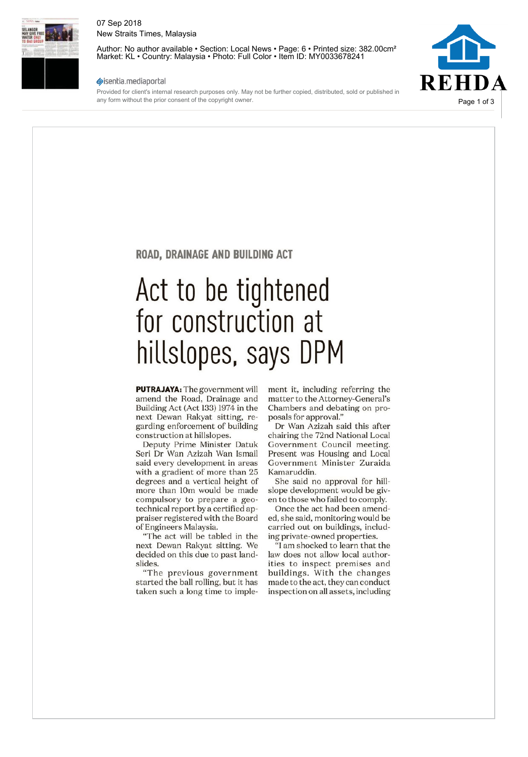07 Sep 2018
New Straits Times, Malaysia

Author: No author available • Section: Local News • Page: 6 • Printed size: 382.00cm²
Market: KL • Country: Malaysia • Photo: Full Color • Item ID: MY0033678241

isentia.mediaportal

Provided for client's internal research purposes only. May not be further copied, distributed, sold or published in any form without the prior consent of the copyright owner.

**ROAD, DRAINAGE AND BUILDING ACT**

# Act to be tightened for construction at hillslopes, says DPM

**PUTRAJAYA:** The government will amend the Road, Drainage and Building Act (Act 133) 1974 in the next Dewan Rakyat sitting, regarding enforcement of building construction at hillslopes.

Deputy Prime Minister Datuk Seri Dr Wan Azizah Wan Ismail said every development in areas with a gradient of more than 25 degrees and a vertical height of more than 10m would be made compulsory to prepare a geotechnical report by a certified appraiser registered with the Board of Engineers Malaysia.

"The act will be tabled in the next Dewan Rakyat sitting. We decided on this due to past landslides.

"The previous government started the ball rolling, but it has taken such a long time to implement it, including referring the matter to the Attorney-General's Chambers and debating on proposals for approval."

Dr Wan Azizah said this after chairing the 72nd National Local Government Council meeting. Present was Housing and Local Government Minister Zuraida Kamaruddin.

She said no approval for hillslope development would be given to those who failed to comply.

Once the act had been amended, she said, monitoring would be carried out on buildings, including private-owned properties.

"I am shocked to learn that the law does not allow local authorities to inspect premises and buildings. With the changes made to the act, they can conduct inspection on all assets, including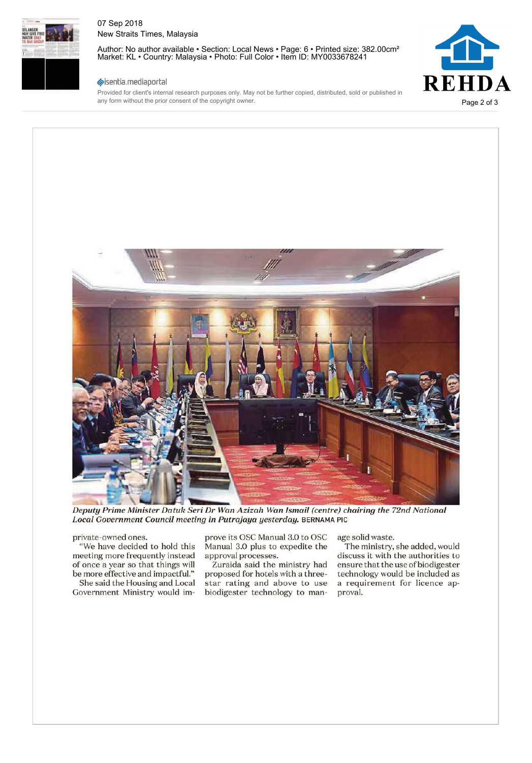*Deputy Prime Minister Datuk Seri Dr Wan Azizah Wan Ismail (centre) chairing the 72nd National Local Government Council meeting in Putrajaya yesterday.* BERNAMA PIC

private-owned ones.

"We have decided to hold this meeting more frequently instead of once a year so that things will be more effective and impactful."

She said the Housing and Local Government Ministry would improve its OSC Manual 3.0 to OSC Manual 3.0 plus to expedite the approval processes.

Zuraida said the ministry had proposed for hotels with a three-star rating and above to use biodigester technology to manage solid waste.

The ministry, she added, would discuss it with the authorities to ensure that the use of biodigester technology would be included as a requirement for licence approval.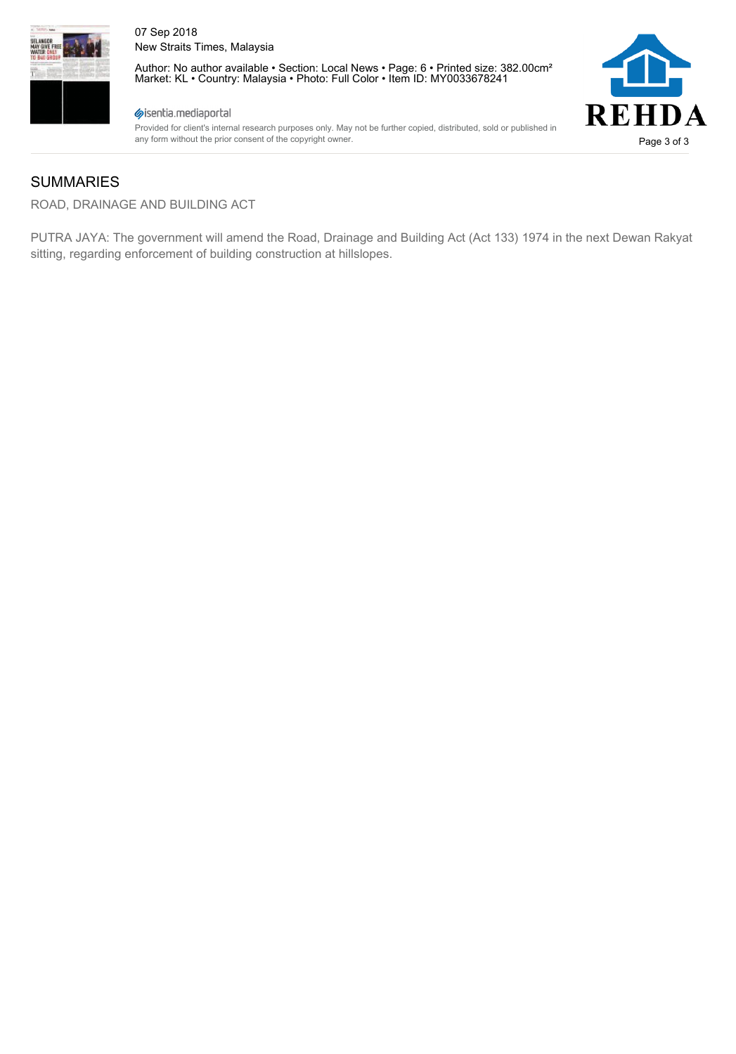07 Sep 2018
New Straits Times, Malaysia

Author: No author available • Section: Local News • Page: 6 • Printed size: 382.00cm² 
Market: KL • Country: Malaysia • Photo: Full Color • Item ID: MY0033678241

isentia.mediaportal

Provided for client's internal research purposes only. May not be further copied, distributed, sold or published in any form without the prior consent of the copyright owner.

## SUMMARIES

ROAD, DRAINAGE AND BUILDING ACT

PUTRA JAYA: The government will amend the Road, Drainage and Building Act (Act 133) 1974 in the next Dewan Rakyat sitting, regarding enforcement of building construction at hillslopes.